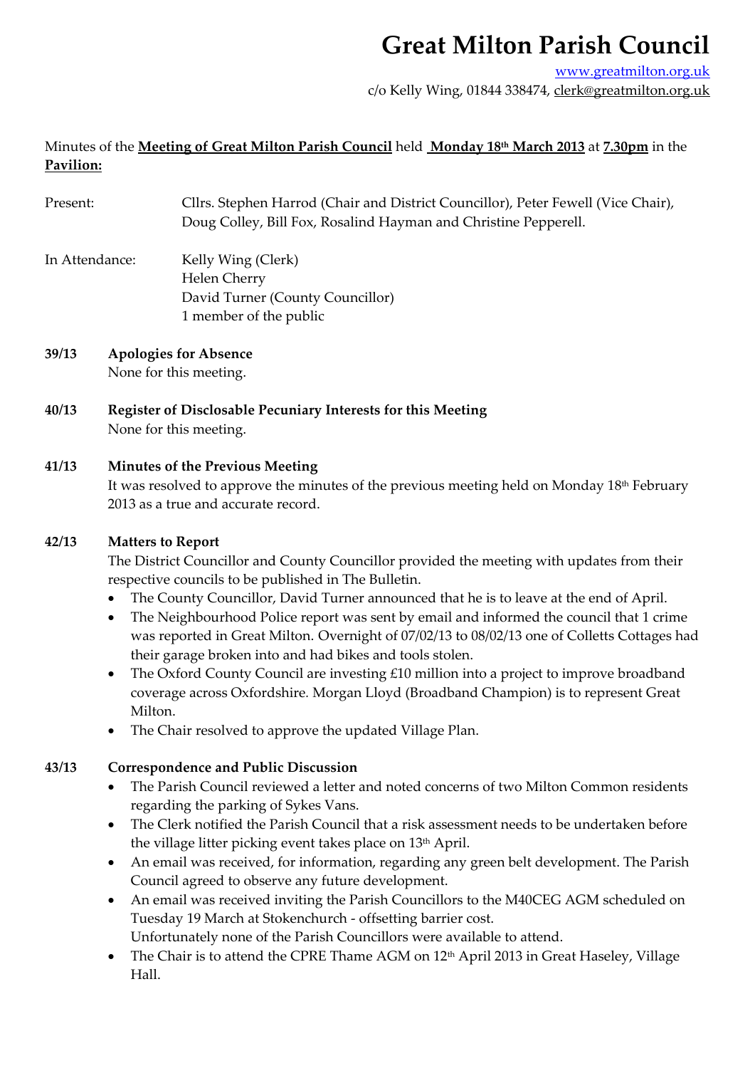# Great Milton Parish Council

www.greatmilton.org.uk
c/o Kelly Wing, 01844 338474, clerk@greatmilton.org.uk

Minutes of the **Meeting of Great Milton Parish Council** held **Monday 18th March 2013** at **7.30pm** in the **Pavilion:**

Present: Cllrs. Stephen Harrod (Chair and District Councillor), Peter Fewell (Vice Chair), Doug Colley, Bill Fox, Rosalind Hayman and Christine Pepperell.

In Attendance: Kelly Wing (Clerk)
Helen Cherry
David Turner (County Councillor)
1 member of the public

**39/13 Apologies for Absence**
None for this meeting.

**40/13 Register of Disclosable Pecuniary Interests for this Meeting**
None for this meeting.

**41/13 Minutes of the Previous Meeting**
It was resolved to approve the minutes of the previous meeting held on Monday 18th February 2013 as a true and accurate record.

**42/13 Matters to Report**
The District Councillor and County Councillor provided the meeting with updates from their respective councils to be published in The Bulletin.

- The County Councillor, David Turner announced that he is to leave at the end of April.
- The Neighbourhood Police report was sent by email and informed the council that 1 crime was reported in Great Milton. Overnight of 07/02/13 to 08/02/13 one of Colletts Cottages had their garage broken into and had bikes and tools stolen.
- The Oxford County Council are investing £10 million into a project to improve broadband coverage across Oxfordshire. Morgan Lloyd (Broadband Champion) is to represent Great Milton.
- The Chair resolved to approve the updated Village Plan.

**43/13 Correspondence and Public Discussion**

- The Parish Council reviewed a letter and noted concerns of two Milton Common residents regarding the parking of Sykes Vans.
- The Clerk notified the Parish Council that a risk assessment needs to be undertaken before the village litter picking event takes place on 13th April.
- An email was received, for information, regarding any green belt development. The Parish Council agreed to observe any future development.
- An email was received inviting the Parish Councillors to the M40CEG AGM scheduled on Tuesday 19 March at Stokenchurch - offsetting barrier cost.
  Unfortunately none of the Parish Councillors were available to attend.
- The Chair is to attend the CPRE Thame AGM on 12th April 2013 in Great Haseley, Village Hall.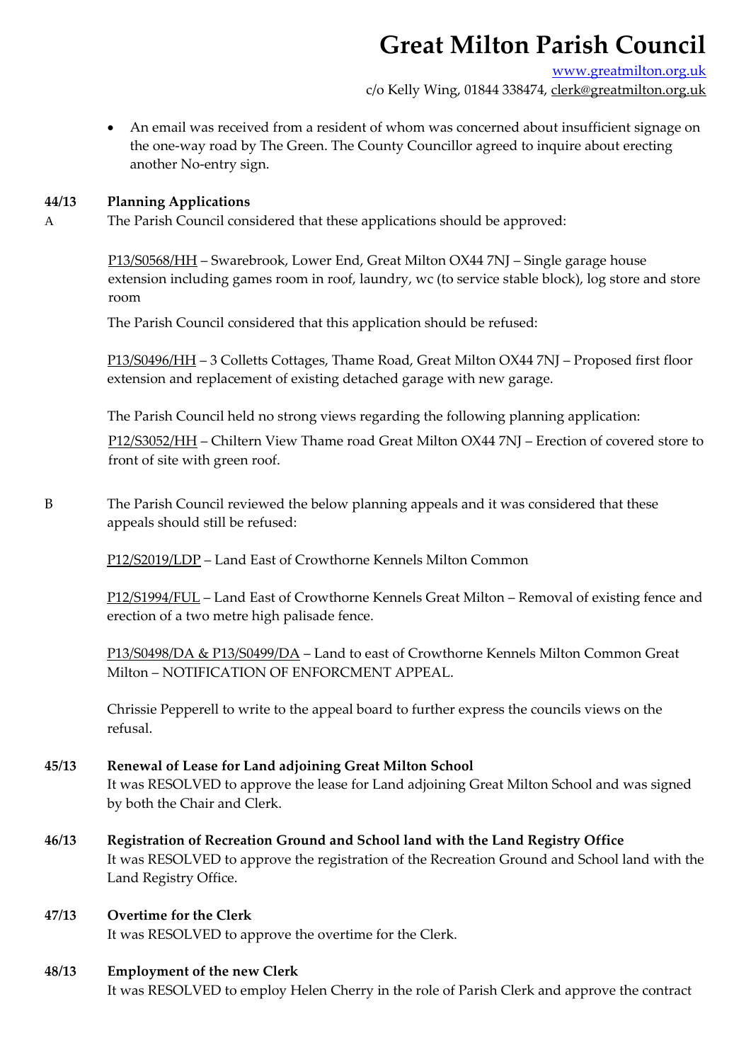- An email was received from a resident of whom was concerned about insufficient signage on the one-way road by The Green. The County Councillor agreed to inquire about erecting another No-entry sign.

**44/13 Planning Applications**

A The Parish Council considered that these applications should be approved:

P13/S0568/HH – Swarebrook, Lower End, Great Milton OX44 7NJ – Single garage house extension including games room in roof, laundry, wc (to service stable block), log store and store room

The Parish Council considered that this application should be refused:

P13/S0496/HH – 3 Colletts Cottages, Thame Road, Great Milton OX44 7NJ – Proposed first floor extension and replacement of existing detached garage with new garage.

The Parish Council held no strong views regarding the following planning application:

P12/S3052/HH – Chiltern View Thame road Great Milton OX44 7NJ – Erection of covered store to front of site with green roof.

B The Parish Council reviewed the below planning appeals and it was considered that these appeals should still be refused:

P12/S2019/LDP – Land East of Crowthorne Kennels Milton Common

P12/S1994/FUL – Land East of Crowthorne Kennels Great Milton – Removal of existing fence and erection of a two metre high palisade fence.

P13/S0498/DA & P13/S0499/DA – Land to east of Crowthorne Kennels Milton Common Great Milton – NOTIFICATION OF ENFORCMENT APPEAL.

Chrissie Pepperell to write to the appeal board to further express the councils views on the refusal.

**45/13 Renewal of Lease for Land adjoining Great Milton School**

It was RESOLVED to approve the lease for Land adjoining Great Milton School and was signed by both the Chair and Clerk.

**46/13 Registration of Recreation Ground and School land with the Land Registry Office**

It was RESOLVED to approve the registration of the Recreation Ground and School land with the Land Registry Office.

**47/13 Overtime for the Clerk**

It was RESOLVED to approve the overtime for the Clerk.

**48/13 Employment of the new Clerk**

It was RESOLVED to employ Helen Cherry in the role of Parish Clerk and approve the contract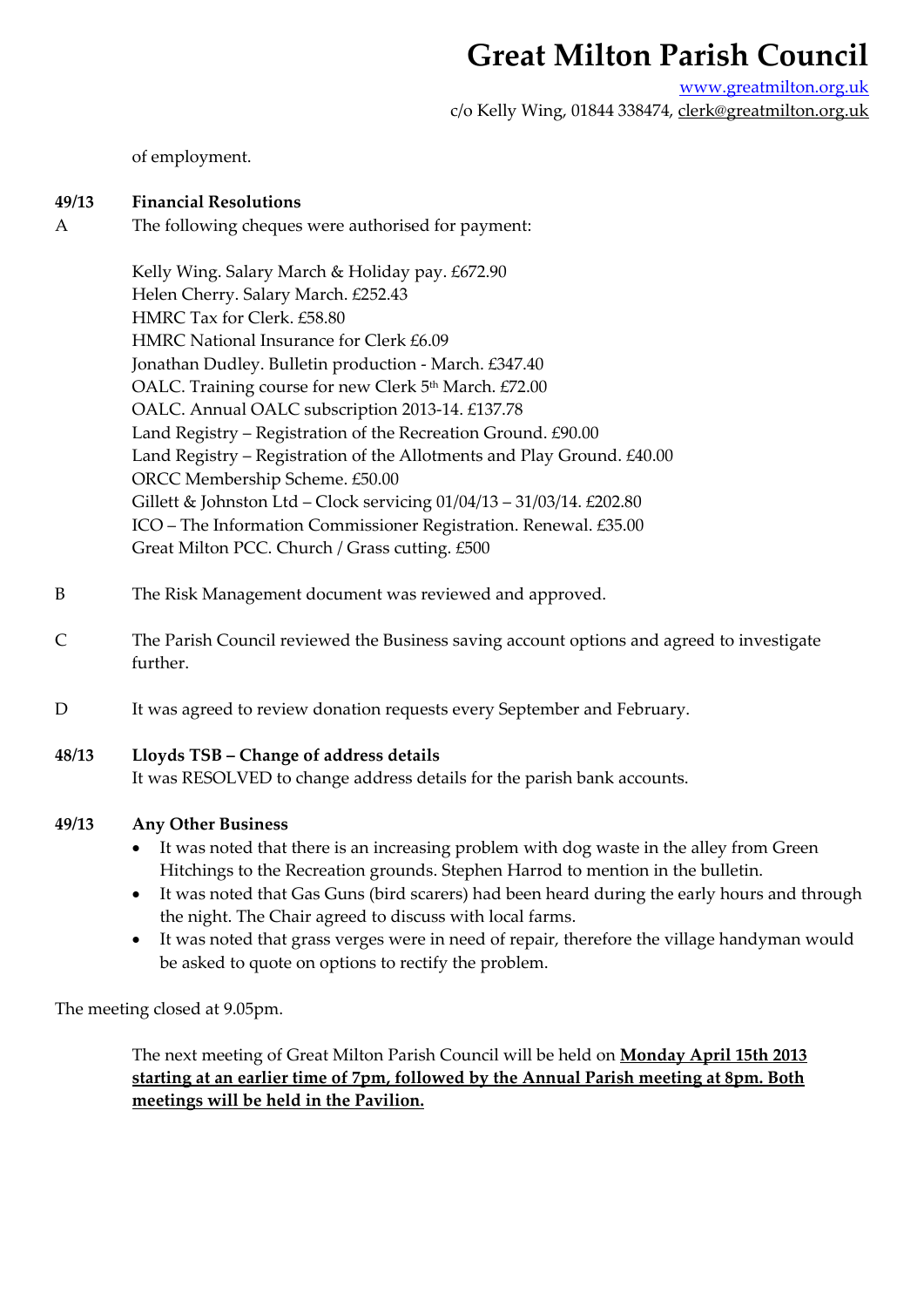of employment.

**49/13 Financial Resolutions**

A The following cheques were authorised for payment:

Kelly Wing. Salary March & Holiday pay. £672.90
Helen Cherry. Salary March. £252.43
HMRC Tax for Clerk. £58.80
HMRC National Insurance for Clerk £6.09
Jonathan Dudley. Bulletin production - March. £347.40
OALC. Training course for new Clerk 5th March. £72.00
OALC. Annual OALC subscription 2013-14. £137.78
Land Registry – Registration of the Recreation Ground. £90.00
Land Registry – Registration of the Allotments and Play Ground. £40.00
ORCC Membership Scheme. £50.00
Gillett & Johnston Ltd – Clock servicing 01/04/13 – 31/03/14. £202.80
ICO – The Information Commissioner Registration. Renewal. £35.00
Great Milton PCC. Church / Grass cutting. £500

B The Risk Management document was reviewed and approved.

C The Parish Council reviewed the Business saving account options and agreed to investigate further.

D It was agreed to review donation requests every September and February.

**48/13 Lloyds TSB – Change of address details**

It was RESOLVED to change address details for the parish bank accounts.

**49/13 Any Other Business**

- It was noted that there is an increasing problem with dog waste in the alley from Green Hitchings to the Recreation grounds. Stephen Harrod to mention in the bulletin.
- It was noted that Gas Guns (bird scarers) had been heard during the early hours and through the night. The Chair agreed to discuss with local farms.
- It was noted that grass verges were in need of repair, therefore the village handyman would be asked to quote on options to rectify the problem.

The meeting closed at 9.05pm.

The next meeting of Great Milton Parish Council will be held on **Monday April 15th 2013 starting at an earlier time of 7pm, followed by the Annual Parish meeting at 8pm. Both meetings will be held in the Pavilion.**